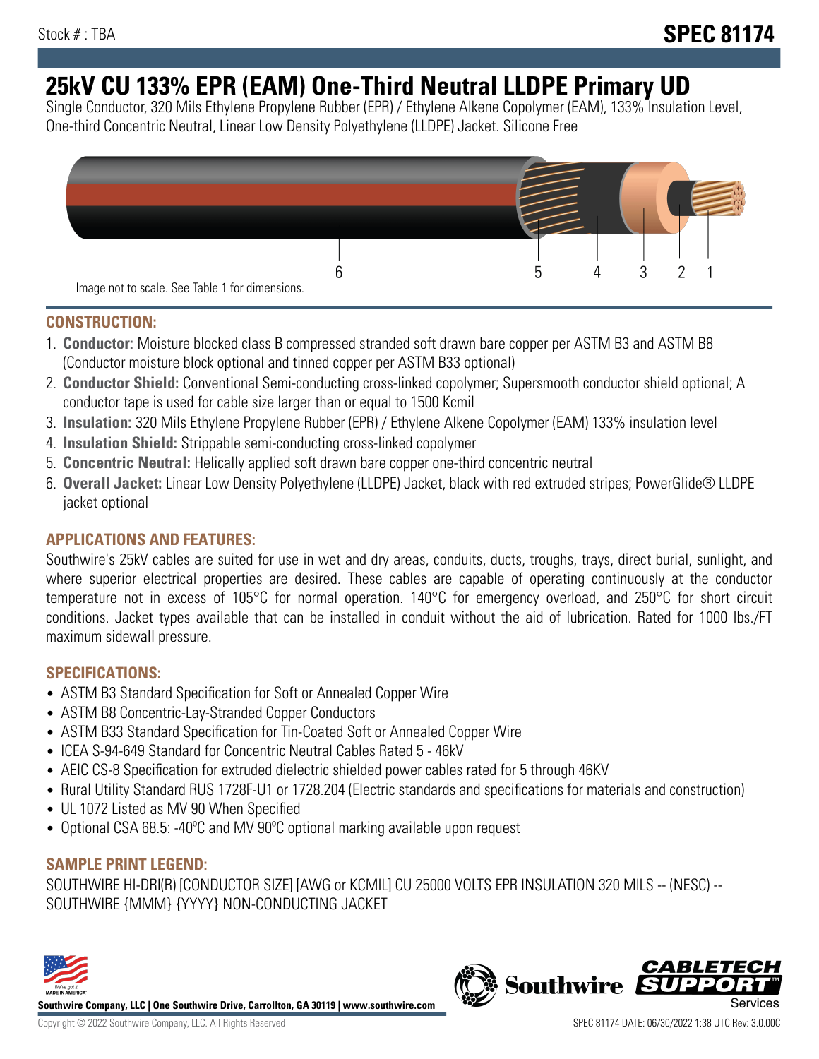Stock # : TBA

# SPEC 81174

# 25kV CU 133% EPR (EAM) One-Third Neutral LLDPE Primary UD

Single Conductor, 320 Mils Ethylene Propylene Rubber (EPR) / Ethylene Alkene Copolymer (EAM), 133% Insulation Level, One-third Concentric Neutral, Linear Low Density Polyethylene (LLDPE) Jacket. Silicone Free

6 5 4 3 2 1

Image not to scale. See Table 1 for dimensions.

## CONSTRUCTION:

1. **Conductor:** Moisture blocked class B compressed stranded soft drawn bare copper per ASTM B3 and ASTM B8 (Conductor moisture block optional and tinned copper per ASTM B33 optional)
2. **Conductor Shield:** Conventional Semi-conducting cross-linked copolymer; Supersmooth conductor shield optional; A conductor tape is used for cable size larger than or equal to 1500 Kcmil
3. **Insulation:** 320 Mils Ethylene Propylene Rubber (EPR) / Ethylene Alkene Copolymer (EAM) 133% insulation level
4. **Insulation Shield:** Strippable semi-conducting cross-linked copolymer
5. **Concentric Neutral:** Helically applied soft drawn bare copper one-third concentric neutral
6. **Overall Jacket:** Linear Low Density Polyethylene (LLDPE) Jacket, black with red extruded stripes; PowerGlide® LLDPE jacket optional

## APPLICATIONS AND FEATURES:

Southwire's 25kV cables are suited for use in wet and dry areas, conduits, ducts, troughs, trays, direct burial, sunlight, and where superior electrical properties are desired. These cables are capable of operating continuously at the conductor temperature not in excess of 105°C for normal operation. 140°C for emergency overload, and 250°C for short circuit conditions. Jacket types available that can be installed in conduit without the aid of lubrication. Rated for 1000 lbs./FT maximum sidewall pressure.

## SPECIFICATIONS:

- ASTM B3 Standard Specification for Soft or Annealed Copper Wire
- ASTM B8 Concentric-Lay-Stranded Copper Conductors
- ASTM B33 Standard Specification for Tin-Coated Soft or Annealed Copper Wire
- ICEA S-94-649 Standard for Concentric Neutral Cables Rated 5 - 46kV
- AEIC CS-8 Specification for extruded dielectric shielded power cables rated for 5 through 46KV
- Rural Utility Standard RUS 1728F-U1 or 1728.204 (Electric standards and specifications for materials and construction)
- UL 1072 Listed as MV 90 When Specified
- Optional CSA 68.5: -40ºC and MV 90ºC optional marking available upon request

## SAMPLE PRINT LEGEND:

SOUTHWIRE HI-DRI(R) [CONDUCTOR SIZE] [AWG or KCMIL] CU 25000 VOLTS EPR INSULATION 320 MILS -- (NESC) -- SOUTHWIRE {MMM} {YYYY} NON-CONDUCTING JACKET

**Southwire Company, LLC | One Southwire Drive, Carrollton, GA 30119 | www.southwire.com**

Copyright © 2022 Southwire Company, LLC. All Rights Reserved

SPEC 81174 DATE: 06/30/2022 1:38 UTC Rev: 3.0.00C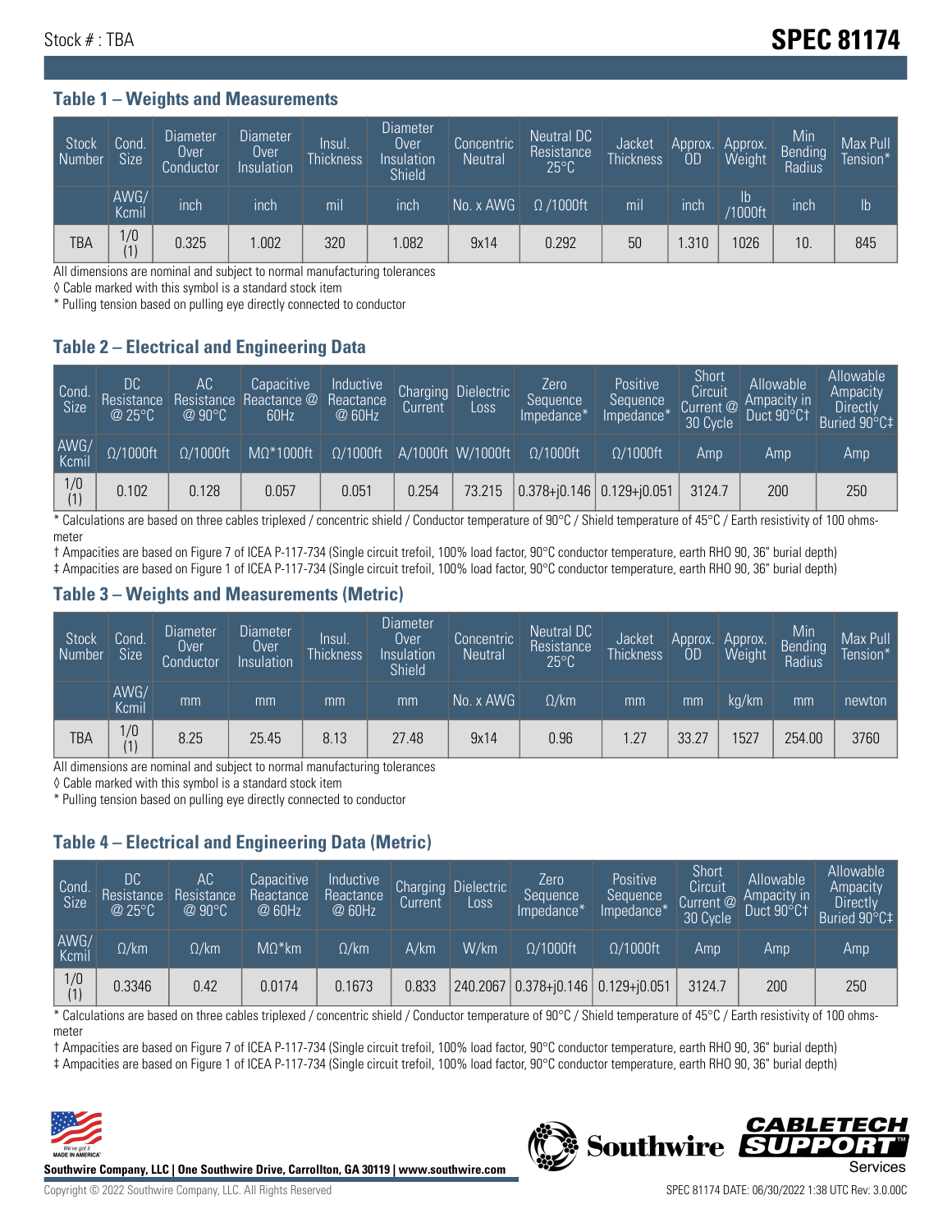Stock # : TBA

# SPEC 81174

## Table 1 – Weights and Measurements

| Stock Number | Cond. Size | Diameter Over Conductor | Diameter Over Insulation | Insul. Thickness | Diameter Over Insulation Shield | Concentric Neutral | Neutral DC Resistance 25°C | Jacket Thickness | Approx. OD | Approx. Weight | Min Bending Radius | Max Pull Tension* |
|---|---|---|---|---|---|---|---|---|---|---|---|---|
| | AWG/ Kcmil | inch | inch | mil | inch | No. x AWG | Ω /1000ft | mil | inch | lb /1000ft | inch | lb |
| TBA | 1/0 (1) | 0.325 | 1.002 | 320 | 1.082 | 9x14 | 0.292 | 50 | 1.310 | 1026 | 10. | 845 |

All dimensions are nominal and subject to normal manufacturing tolerances

◊ Cable marked with this symbol is a standard stock item

* Pulling tension based on pulling eye directly connected to conductor

## Table 2 – Electrical and Engineering Data

| Cond. Size | DC Resistance @ 25°C | AC Resistance @ 90°C | Capacitive Reactance @ 60Hz | Inductive Reactance @ 60Hz | Charging Current | Dielectric Loss | Zero Sequence Impedance* | Positive Sequence Impedance* | Short Circuit Current @ 30 Cycle | Allowable Ampacity in Duct 90°C† | Allowable Ampacity Directly Buried 90°C‡ |
|---|---|---|---|---|---|---|---|---|---|---|---|
| AWG/ Kcmil | Ω/1000ft | Ω/1000ft | MΩ*1000ft | Ω/1000ft | A/1000ft | W/1000ft | Ω/1000ft | Ω/1000ft | Amp | Amp | Amp |
| 1/0 (1) | 0.102 | 0.128 | 0.057 | 0.051 | 0.254 | 73.215 | 0.378+j0.146 | 0.129+j0.051 | 3124.7 | 200 | 250 |

* Calculations are based on three cables triplexed / concentric shield / Conductor temperature of 90°C / Shield temperature of 45°C / Earth resistivity of 100 ohms-meter

† Ampacities are based on Figure 7 of ICEA P-117-734 (Single circuit trefoil, 100% load factor, 90°C conductor temperature, earth RHO 90, 36" burial depth)

‡ Ampacities are based on Figure 1 of ICEA P-117-734 (Single circuit trefoil, 100% load factor, 90°C conductor temperature, earth RHO 90, 36" burial depth)

## Table 3 – Weights and Measurements (Metric)

| Stock Number | Cond. Size | Diameter Over Conductor | Diameter Over Insulation | Insul. Thickness | Diameter Over Insulation Shield | Concentric Neutral | Neutral DC Resistance 25°C | Jacket Thickness | Approx. OD | Approx. Weight | Min Bending Radius | Max Pull Tension* |
|---|---|---|---|---|---|---|---|---|---|---|---|---|
| | AWG/ Kcmil | mm | mm | mm | mm | No. x AWG | Ω/km | mm | mm | kg/km | mm | newton |
| TBA | 1/0 (1) | 8.25 | 25.45 | 8.13 | 27.48 | 9x14 | 0.96 | 1.27 | 33.27 | 1527 | 254.00 | 3760 |

All dimensions are nominal and subject to normal manufacturing tolerances

◊ Cable marked with this symbol is a standard stock item

* Pulling tension based on pulling eye directly connected to conductor

## Table 4 – Electrical and Engineering Data (Metric)

| Cond. Size | DC Resistance @ 25°C | AC Resistance @ 90°C | Capacitive Reactance @ 60Hz | Inductive Reactance @ 60Hz | Charging Current | Dielectric Loss | Zero Sequence Impedance* | Positive Sequence Impedance* | Short Circuit Current @ 30 Cycle | Allowable Ampacity in Duct 90°C† | Allowable Ampacity Directly Buried 90°C‡ |
|---|---|---|---|---|---|---|---|---|---|---|---|
| AWG/ Kcmil | Ω/km | Ω/km | MΩ*km | Ω/km | A/km | W/km | Ω/1000ft | Ω/1000ft | Amp | Amp | Amp |
| 1/0 (1) | 0.3346 | 0.42 | 0.0174 | 0.1673 | 0.833 | 240.2067 | 0.378+j0.146 | 0.129+j0.051 | 3124.7 | 200 | 250 |

* Calculations are based on three cables triplexed / concentric shield / Conductor temperature of 90°C / Shield temperature of 45°C / Earth resistivity of 100 ohms-meter

† Ampacities are based on Figure 7 of ICEA P-117-734 (Single circuit trefoil, 100% load factor, 90°C conductor temperature, earth RHO 90, 36" burial depth)

‡ Ampacities are based on Figure 1 of ICEA P-117-734 (Single circuit trefoil, 100% load factor, 90°C conductor temperature, earth RHO 90, 36" burial depth)

Southwire Company, LLC | One Southwire Drive, Carrollton, GA 30119 | www.southwire.com

Copyright © 2022 Southwire Company, LLC. All Rights Reserved

SPEC 81174 DATE: 06/30/2022 1:38 UTC Rev: 3.0.00C